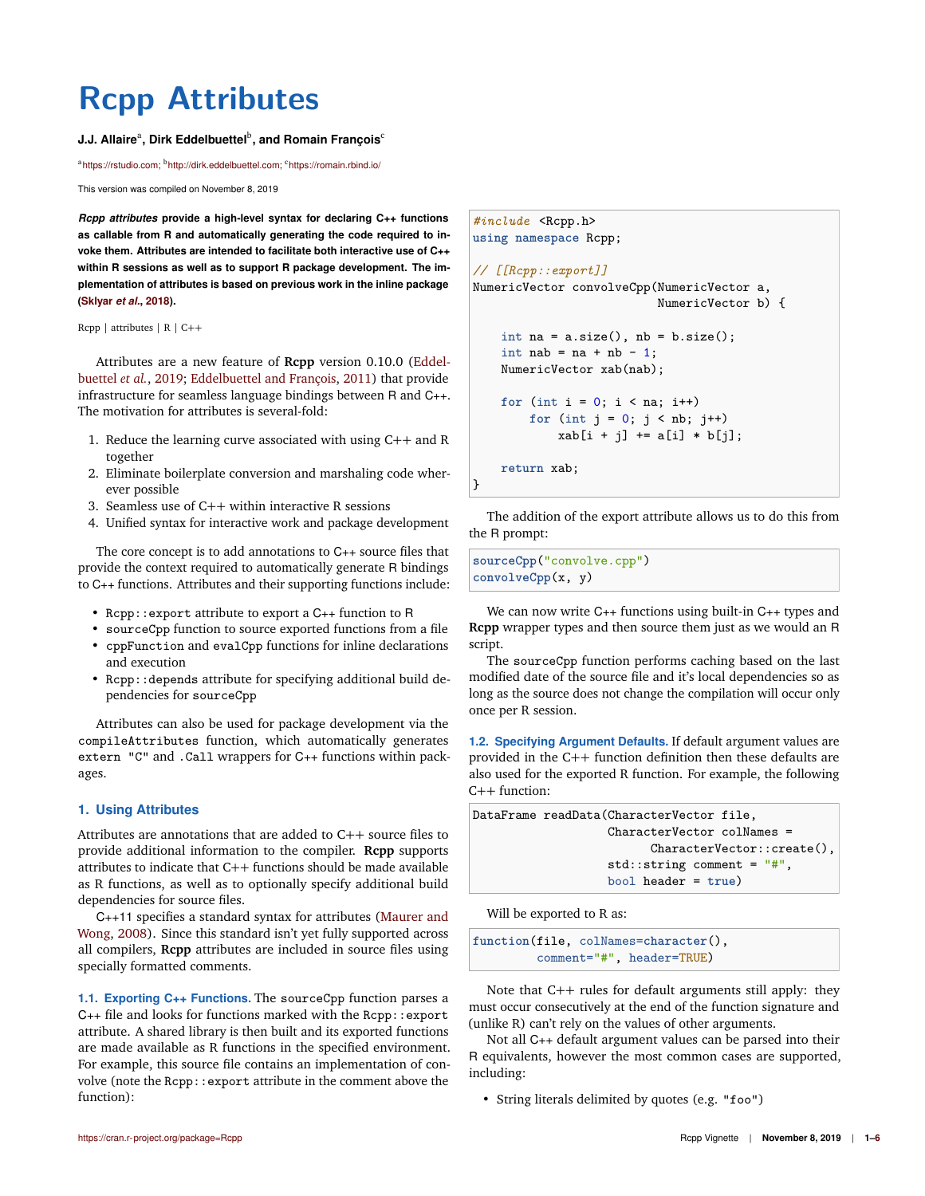# Rcpp Attributes

**J.J. Allaire[a], Dirk Eddelbuettel[b], and Romain François[c]**

[a]https://rstudio.com; [b]http://dirk.eddelbuettel.com; [c]https://romain.rbind.io/

This version was compiled on November 8, 2019

***Rcpp attributes*** **provide a high-level syntax for declaring C++ functions as callable from R and automatically generating the code required to invoke them. Attributes are intended to facilitate both interactive use of C++ within R sessions as well as to support R package development. The implementation of attributes is based on previous work in the inline package (Sklyar *et al.*, 2018).**

Rcpp | attributes | R | C++

Attributes are a new feature of **Rcpp** version 0.10.0 (Eddelbuettel *et al.*, 2019; Eddelbuettel and François, 2011) that provide infrastructure for seamless language bindings between R and C++. The motivation for attributes is several-fold:

1. Reduce the learning curve associated with using C++ and R together
2. Eliminate boilerplate conversion and marshaling code wherever possible
3. Seamless use of C++ within interactive R sessions
4. Unified syntax for interactive work and package development

The core concept is to add annotations to C++ source files that provide the context required to automatically generate R bindings to C++ functions. Attributes and their supporting functions include:

- `Rcpp::export` attribute to export a C++ function to R
- `sourceCpp` function to source exported functions from a file
- `cppFunction` and `evalCpp` functions for inline declarations and execution
- `Rcpp::depends` attribute for specifying additional build dependencies for `sourceCpp`

Attributes can also be used for package development via the `compileAttributes` function, which automatically generates `extern "C"` and `.Call` wrappers for C++ functions within packages.

## 1. Using Attributes

Attributes are annotations that are added to C++ source files to provide additional information to the compiler. **Rcpp** supports attributes to indicate that C++ functions should be made available as R functions, as well as to optionally specify additional build dependencies for source files.

C++11 specifies a standard syntax for attributes (Maurer and Wong, 2008). Since this standard isn't yet fully supported across all compilers, **Rcpp** attributes are included in source files using specially formatted comments.

**1.1. Exporting C++ Functions.** The `sourceCpp` function parses a C++ file and looks for functions marked with the `Rcpp::export` attribute. A shared library is then built and its exported functions are made available as R functions in the specified environment. For example, this source file contains an implementation of convolve (note the `Rcpp::export` attribute in the comment above the function):

```cpp
#include <Rcpp.h>
using namespace Rcpp;

// [[Rcpp::export]]
NumericVector convolveCpp(NumericVector a,
                          NumericVector b) {

    int na = a.size(), nb = b.size();
    int nab = na + nb - 1;
    NumericVector xab(nab);

    for (int i = 0; i < na; i++)
        for (int j = 0; j < nb; j++)
            xab[i + j] += a[i] * b[j];

    return xab;
}
```

The addition of the export attribute allows us to do this from the R prompt:

```r
sourceCpp("convolve.cpp")
convolveCpp(x, y)
```

We can now write C++ functions using built-in C++ types and **Rcpp** wrapper types and then source them just as we would an R script.

The `sourceCpp` function performs caching based on the last modified date of the source file and it's local dependencies so as long as the source does not change the compilation will occur only once per R session.

**1.2. Specifying Argument Defaults.** If default argument values are provided in the C++ function definition then these defaults are also used for the exported R function. For example, the following C++ function:

```cpp
DataFrame readData(CharacterVector file,
                   CharacterVector colNames =
                         CharacterVector::create(),
                   std::string comment = "#",
                   bool header = true)
```

Will be exported to R as:

```r
function(file, colNames=character(),
         comment="#", header=TRUE)
```

Note that C++ rules for default arguments still apply: they must occur consecutively at the end of the function signature and (unlike R) can't rely on the values of other arguments.

Not all C++ default argument values can be parsed into their R equivalents, however the most common cases are supported, including:

- String literals delimited by quotes (e.g. `"foo"`)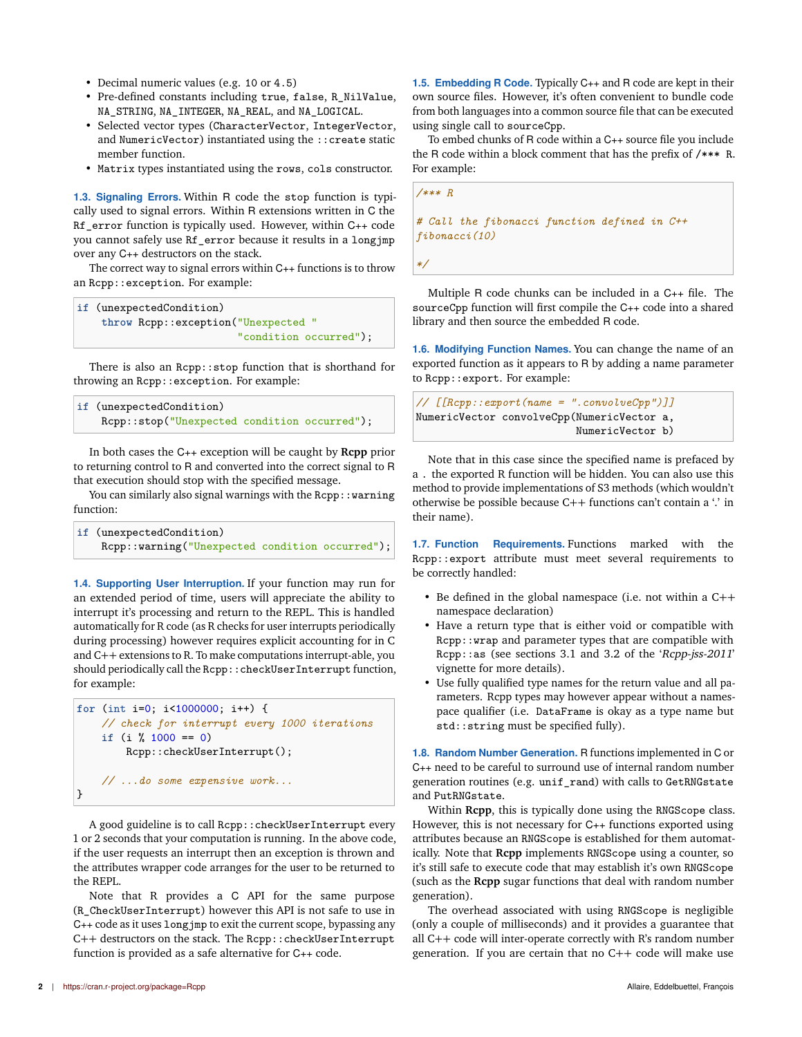- Decimal numeric values (e.g. 10 or 4.5)
- Pre-defined constants including true, false, R_NilValue, NA_STRING, NA_INTEGER, NA_REAL, and NA_LOGICAL.
- Selected vector types (CharacterVector, IntegerVector, and NumericVector) instantiated using the ::create static member function.
- Matrix types instantiated using the rows, cols constructor.

### 1.3. Signaling Errors.

Within R code the stop function is typically used to signal errors. Within R extensions written in C the Rf_error function is typically used. However, within C++ code you cannot safely use Rf_error because it results in a longjmp over any C++ destructors on the stack.

The correct way to signal errors within C++ functions is to throw an Rcpp::exception. For example:

```
if (unexpectedCondition)
    throw Rcpp::exception("Unexpected "
                          "condition occurred");
```

There is also an Rcpp::stop function that is shorthand for throwing an Rcpp::exception. For example:

```
if (unexpectedCondition)
    Rcpp::stop("Unexpected condition occurred");
```

In both cases the C++ exception will be caught by **Rcpp** prior to returning control to R and converted into the correct signal to R that execution should stop with the specified message.

You can similarly also signal warnings with the Rcpp::warning function:

```
if (unexpectedCondition)
    Rcpp::warning("Unexpected condition occurred");
```

### 1.4. Supporting User Interruption.

If your function may run for an extended period of time, users will appreciate the ability to interrupt it's processing and return to the REPL. This is handled automatically for R code (as R checks for user interrupts periodically during processing) however requires explicit accounting for in C and C++ extensions to R. To make computations interrupt-able, you should periodically call the Rcpp::checkUserInterrupt function, for example:

```
for (int i=0; i<1000000; i++) {
    // check for interrupt every 1000 iterations
    if (i % 1000 == 0)
        Rcpp::checkUserInterrupt();

    // ...do some expensive work...
}
```

A good guideline is to call Rcpp::checkUserInterrupt every 1 or 2 seconds that your computation is running. In the above code, if the user requests an interrupt then an exception is thrown and the attributes wrapper code arranges for the user to be returned to the REPL.

Note that R provides a C API for the same purpose (R_CheckUserInterrupt) however this API is not safe to use in C++ code as it uses longjmp to exit the current scope, bypassing any C++ destructors on the stack. The Rcpp::checkUserInterrupt function is provided as a safe alternative for C++ code.

### 1.5. Embedding R Code.

Typically C++ and R code are kept in their own source files. However, it's often convenient to bundle code from both languages into a common source file that can be executed using single call to sourceCpp.

To embed chunks of R code within a C++ source file you include the R code within a block comment that has the prefix of /*** R. For example:

```
/*** R

# Call the fibonacci function defined in C++
fibonacci(10)

*/
```

Multiple R code chunks can be included in a C++ file. The sourceCpp function will first compile the C++ code into a shared library and then source the embedded R code.

### 1.6. Modifying Function Names.

You can change the name of an exported function as it appears to R by adding a name parameter to Rcpp::export. For example:

```
// [[Rcpp::export(name = ".convolveCpp")]]
NumericVector convolveCpp(NumericVector a,
                          NumericVector b)
```

Note that in this case since the specified name is prefaced by a . the exported R function will be hidden. You can also use this method to provide implementations of S3 methods (which wouldn't otherwise be possible because C++ functions can't contain a '.' in their name).

### 1.7. Function Requirements.

Functions marked with the Rcpp::export attribute must meet several requirements to be correctly handled:

- Be defined in the global namespace (i.e. not within a C++ namespace declaration)
- Have a return type that is either void or compatible with Rcpp::wrap and parameter types that are compatible with Rcpp::as (see sections 3.1 and 3.2 of the '*Rcpp-jss-2011*' vignette for more details).
- Use fully qualified type names for the return value and all parameters. Rcpp types may however appear without a namespace qualifier (i.e. DataFrame is okay as a type name but std::string must be specified fully).

### 1.8. Random Number Generation.

R functions implemented in C or C++ need to be careful to surround use of internal random number generation routines (e.g. unif_rand) with calls to GetRNGstate and PutRNGstate.

Within **Rcpp**, this is typically done using the RNGScope class. However, this is not necessary for C++ functions exported using attributes because an RNGScope is established for them automatically. Note that **Rcpp** implements RNGScope using a counter, so it's still safe to execute code that may establish it's own RNGScope (such as the **Rcpp** sugar functions that deal with random number generation).

The overhead associated with using RNGScope is negligible (only a couple of milliseconds) and it provides a guarantee that all C++ code will inter-operate correctly with R's random number generation. If you are certain that no C++ code will make use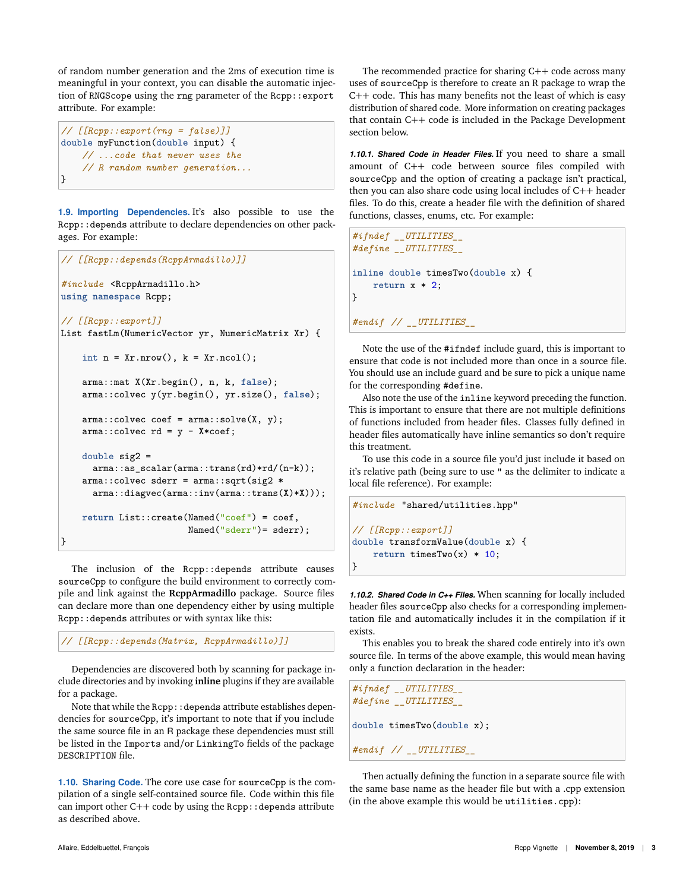of random number generation and the 2ms of execution time is meaningful in your context, you can disable the automatic injection of RNGScope using the rng parameter of the Rcpp::export attribute. For example:

```
// [[Rcpp::export(rng = false)]]
double myFunction(double input) {
    // ...code that never uses the
    // R random number generation...
}
```

### 1.9. Importing Dependencies.

It's also possible to use the Rcpp::depends attribute to declare dependencies on other packages. For example:

```
// [[Rcpp::depends(RcppArmadillo)]]

#include <RcppArmadillo.h>
using namespace Rcpp;

// [[Rcpp::export]]
List fastLm(NumericVector yr, NumericMatrix Xr) {

    int n = Xr.nrow(), k = Xr.ncol();

    arma::mat X(Xr.begin(), n, k, false);
    arma::colvec y(yr.begin(), yr.size(), false);

    arma::colvec coef = arma::solve(X, y);
    arma::colvec rd = y - X*coef;

    double sig2 =
      arma::as_scalar(arma::trans(rd)*rd/(n-k));
    arma::colvec sderr = arma::sqrt(sig2 *
      arma::diagvec(arma::inv(arma::trans(X)*X)));

    return List::create(Named("coef") = coef,
                        Named("sderr")= sderr);
}
```

The inclusion of the Rcpp::depends attribute causes sourceCpp to configure the build environment to correctly compile and link against the **RcppArmadillo** package. Source files can declare more than one dependency either by using multiple Rcpp::depends attributes or with syntax like this:

```
// [[Rcpp::depends(Matrix, RcppArmadillo)]]
```

Dependencies are discovered both by scanning for package include directories and by invoking **inline** plugins if they are available for a package.

Note that while the Rcpp::depends attribute establishes dependencies for sourceCpp, it's important to note that if you include the same source file in an R package these dependencies must still be listed in the Imports and/or LinkingTo fields of the package DESCRIPTION file.

### 1.10. Sharing Code.

The core use case for sourceCpp is the compilation of a single self-contained source file. Code within this file can import other C++ code by using the Rcpp::depends attribute as described above.

The recommended practice for sharing C++ code across many uses of sourceCpp is therefore to create an R package to wrap the C++ code. This has many benefits not the least of which is easy distribution of shared code. More information on creating packages that contain C++ code is included in the Package Development section below.

#### 1.10.1. Shared Code in Header Files.

If you need to share a small amount of C++ code between source files compiled with sourceCpp and the option of creating a package isn't practical, then you can also share code using local includes of C++ header files. To do this, create a header file with the definition of shared functions, classes, enums, etc. For example:

```
#ifndef __UTILITIES__
#define __UTILITIES__

inline double timesTwo(double x) {
    return x * 2;
}

#endif // __UTILITIES__
```

Note the use of the #ifndef include guard, this is important to ensure that code is not included more than once in a source file. You should use an include guard and be sure to pick a unique name for the corresponding #define.

Also note the use of the inline keyword preceding the function. This is important to ensure that there are not multiple definitions of functions included from header files. Classes fully defined in header files automatically have inline semantics so don't require this treatment.

To use this code in a source file you'd just include it based on it's relative path (being sure to use " as the delimiter to indicate a local file reference). For example:

```
#include "shared/utilities.hpp"

// [[Rcpp::export]]
double transformValue(double x) {
    return timesTwo(x) * 10;
}
```

#### 1.10.2. Shared Code in C++ Files.

When scanning for locally included header files sourceCpp also checks for a corresponding implementation file and automatically includes it in the compilation if it exists.

This enables you to break the shared code entirely into it's own source file. In terms of the above example, this would mean having only a function declaration in the header:

```
#ifndef __UTILITIES__
#define __UTILITIES__

double timesTwo(double x);

#endif // __UTILITIES__
```

Then actually defining the function in a separate source file with the same base name as the header file but with a .cpp extension (in the above example this would be utilities.cpp):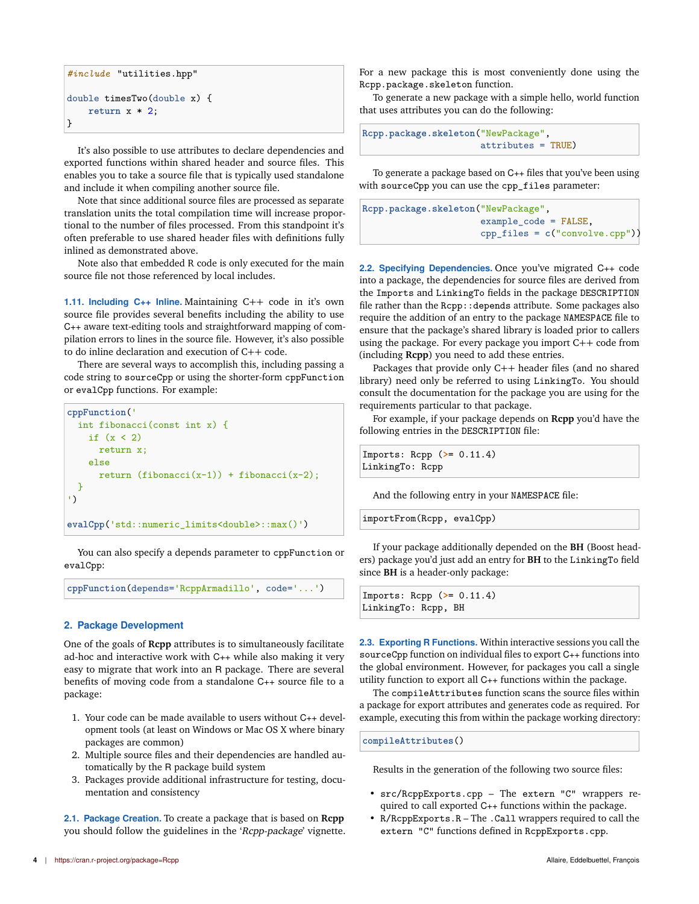```cpp
#include "utilities.hpp"

double timesTwo(double x) {
    return x * 2;
}
```

It's also possible to use attributes to declare dependencies and exported functions within shared header and source files. This enables you to take a source file that is typically used standalone and include it when compiling another source file.

Note that since additional source files are processed as separate translation units the total compilation time will increase proportional to the number of files processed. From this standpoint it's often preferable to use shared header files with definitions fully inlined as demonstrated above.

Note also that embedded R code is only executed for the main source file not those referenced by local includes.

### 1.11. Including C++ Inline.

Maintaining C++ code in it's own source file provides several benefits including the ability to use C++ aware text-editing tools and straightforward mapping of compilation errors to lines in the source file. However, it's also possible to do inline declaration and execution of C++ code.

There are several ways to accomplish this, including passing a code string to `sourceCpp` or using the shorter-form `cppFunction` or `evalCpp` functions. For example:

```r
cppFunction('
  int fibonacci(const int x) {
    if (x < 2)
      return x;
    else
      return (fibonacci(x-1)) + fibonacci(x-2);
  }
')

evalCpp('std::numeric_limits<double>::max()')
```

You can also specify a depends parameter to `cppFunction` or `evalCpp`:

```r
cppFunction(depends='RcppArmadillo', code='...')
```

## 2. Package Development

One of the goals of **Rcpp** attributes is to simultaneously facilitate ad-hoc and interactive work with C++ while also making it very easy to migrate that work into an R package. There are several benefits of moving code from a standalone C++ source file to a package:

1. Your code can be made available to users without C++ development tools (at least on Windows or Mac OS X where binary packages are common)
2. Multiple source files and their dependencies are handled automatically by the R package build system
3. Packages provide additional infrastructure for testing, documentation and consistency

### 2.1. Package Creation.

To create a package that is based on **Rcpp** you should follow the guidelines in the '*Rcpp-package*' vignette. For a new package this is most conveniently done using the `Rcpp.package.skeleton` function.

To generate a new package with a simple hello, world function that uses attributes you can do the following:

```r
Rcpp.package.skeleton("NewPackage",
                      attributes = TRUE)
```

To generate a package based on C++ files that you've been using with `sourceCpp` you can use the `cpp_files` parameter:

```r
Rcpp.package.skeleton("NewPackage",
                      example_code = FALSE,
                      cpp_files = c("convolve.cpp"))
```

### 2.2. Specifying Dependencies.

Once you've migrated C++ code into a package, the dependencies for source files are derived from the `Imports` and `LinkingTo` fields in the package `DESCRIPTION` file rather than the `Rcpp::depends` attribute. Some packages also require the addition of an entry to the package `NAMESPACE` file to ensure that the package's shared library is loaded prior to callers using the package. For every package you import C++ code from (including **Rcpp**) you need to add these entries.

Packages that provide only C++ header files (and no shared library) need only be referred to using `LinkingTo`. You should consult the documentation for the package you are using for the requirements particular to that package.

For example, if your package depends on **Rcpp** you'd have the following entries in the `DESCRIPTION` file:

```
Imports: Rcpp (>= 0.11.4)
LinkingTo: Rcpp
```

And the following entry in your `NAMESPACE` file:

```
importFrom(Rcpp, evalCpp)
```

If your package additionally depended on the **BH** (Boost headers) package you'd just add an entry for **BH** to the `LinkingTo` field since **BH** is a header-only package:

```
Imports: Rcpp (>= 0.11.4)
LinkingTo: Rcpp, BH
```

### 2.3. Exporting R Functions.

Within interactive sessions you call the `sourceCpp` function on individual files to export C++ functions into the global environment. However, for packages you call a single utility function to export all C++ functions within the package.

The `compileAttributes` function scans the source files within a package for export attributes and generates code as required. For example, executing this from within the package working directory:

```r
compileAttributes()
```

Results in the generation of the following two source files:

- `src/RcppExports.cpp` – The `extern "C"` wrappers required to call exported C++ functions within the package.
- `R/RcppExports.R` – The `.Call` wrappers required to call the `extern "C"` functions defined in `RcppExports.cpp`.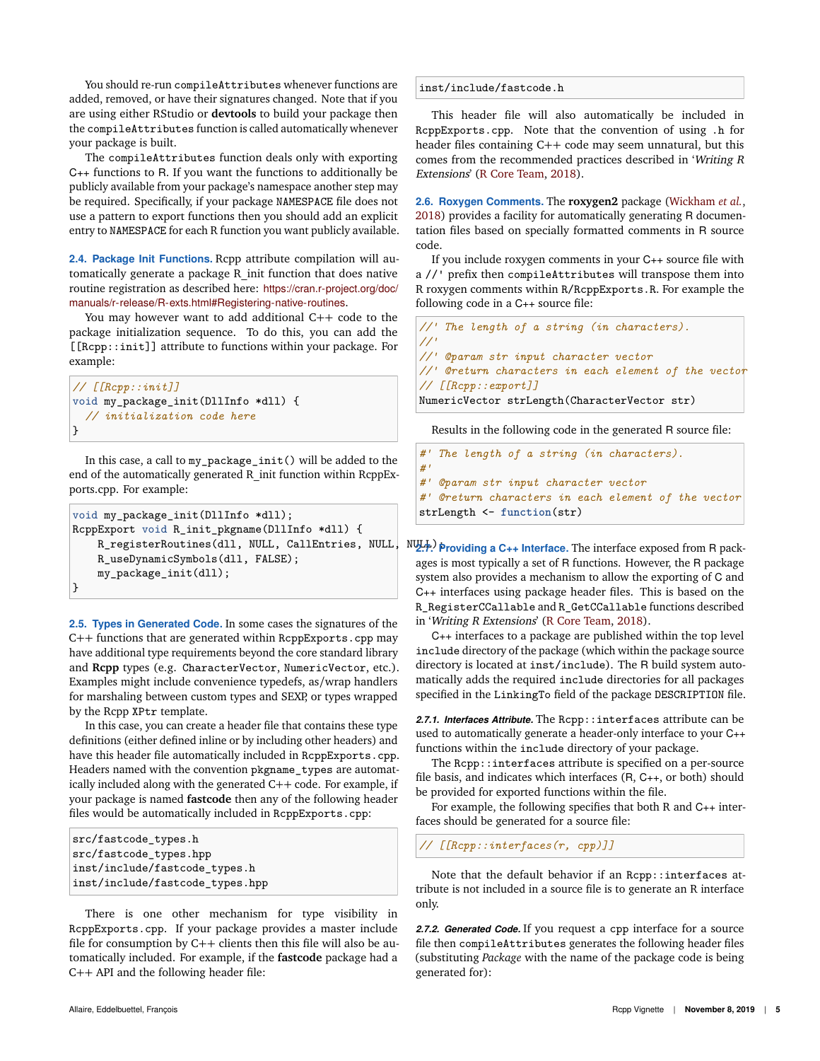You should re-run `compileAttributes` whenever functions are added, removed, or have their signatures changed. Note that if you are using either RStudio or **devtools** to build your package then the `compileAttributes` function is called automatically whenever your package is built.

The `compileAttributes` function deals only with exporting C++ functions to R. If you want the functions to additionally be publicly available from your package's namespace another step may be required. Specifically, if your package `NAMESPACE` file does not use a pattern to export functions then you should add an explicit entry to `NAMESPACE` for each R function you want publicly available.

### 2.4. Package Init Functions.

Rcpp attribute compilation will automatically generate a package R_init function that does native routine registration as described here: https://cran.r-project.org/doc/manuals/r-release/R-exts.html#Registering-native-routines.

You may however want to add additional C++ code to the package initialization sequence. To do this, you can add the `[[Rcpp::init]]` attribute to functions within your package. For example:

```
// [[Rcpp::init]]
void my_package_init(DllInfo *dll) {
  // initialization code here
}
```

In this case, a call to `my_package_init()` will be added to the end of the automatically generated R_init function within RcppExports.cpp. For example:

```
void my_package_init(DllInfo *dll);
RcppExport void R_init_pkgname(DllInfo *dll) {
    R_registerRoutines(dll, NULL, CallEntries, NULL, NULL);
    R_useDynamicSymbols(dll, FALSE);
    my_package_init(dll);
}
```

### 2.5. Types in Generated Code.

In some cases the signatures of the C++ functions that are generated within `RcppExports.cpp` may have additional type requirements beyond the core standard library and **Rcpp** types (e.g. `CharacterVector`, `NumericVector`, etc.). Examples might include convenience typedefs, as/wrap handlers for marshaling between custom types and SEXP, or types wrapped by the Rcpp `XPtr` template.

In this case, you can create a header file that contains these type definitions (either defined inline or by including other headers) and have this header file automatically included in `RcppExports.cpp`. Headers named with the convention `pkgname_types` are automatically included along with the generated C++ code. For example, if your package is named **fastcode** then any of the following header files would be automatically included in `RcppExports.cpp`:

```
src/fastcode_types.h
src/fastcode_types.hpp
inst/include/fastcode_types.h
inst/include/fastcode_types.hpp
```

There is one other mechanism for type visibility in `RcppExports.cpp`. If your package provides a master include file for consumption by C++ clients then this file will also be automatically included. For example, if the **fastcode** package had a C++ API and the following header file:

```
inst/include/fastcode.h
```

This header file will also automatically be included in `RcppExports.cpp`. Note that the convention of using `.h` for header files containing C++ code may seem unnatural, but this comes from the recommended practices described in '*Writing R Extensions*' (R Core Team, 2018).

### 2.6. Roxygen Comments.

The **roxygen2** package (Wickham *et al.*, 2018) provides a facility for automatically generating R documentation files based on specially formatted comments in R source code.

If you include roxygen comments in your C++ source file with a `//'` prefix then `compileAttributes` will transpose them into R roxygen comments within `R/RcppExports.R`. For example the following code in a C++ source file:

```
//' The length of a string (in characters).
//'
//' @param str input character vector
//' @return characters in each element of the vector
// [[Rcpp::export]]
NumericVector strLength(CharacterVector str)
```

Results in the following code in the generated R source file:

```
#' The length of a string (in characters).
#'
#' @param str input character vector
#' @return characters in each element of the vector
strLength <- function(str)
```

### 2.7. Providing a C++ Interface.

The interface exposed from R packages is most typically a set of R functions. However, the R package system also provides a mechanism to allow the exporting of C and C++ interfaces using package header files. This is based on the `R_RegisterCCallable` and `R_GetCCallable` functions described in '*Writing R Extensions*' (R Core Team, 2018).

C++ interfaces to a package are published within the top level `include` directory of the package (which within the package source directory is located at `inst/include`). The R build system automatically adds the required `include` directories for all packages specified in the `LinkingTo` field of the package `DESCRIPTION` file.

#### 2.7.1. Interfaces Attribute.

The `Rcpp::interfaces` attribute can be used to automatically generate a header-only interface to your C++ functions within the `include` directory of your package.

The `Rcpp::interfaces` attribute is specified on a per-source file basis, and indicates which interfaces (R, C++, or both) should be provided for exported functions within the file.

For example, the following specifies that both R and C++ interfaces should be generated for a source file:

```
// [[Rcpp::interfaces(r, cpp)]]
```

Note that the default behavior if an `Rcpp::interfaces` attribute is not included in a source file is to generate an R interface only.

#### 2.7.2. Generated Code.

If you request a `cpp` interface for a source file then `compileAttributes` generates the following header files (substituting *Package* with the name of the package code is being generated for):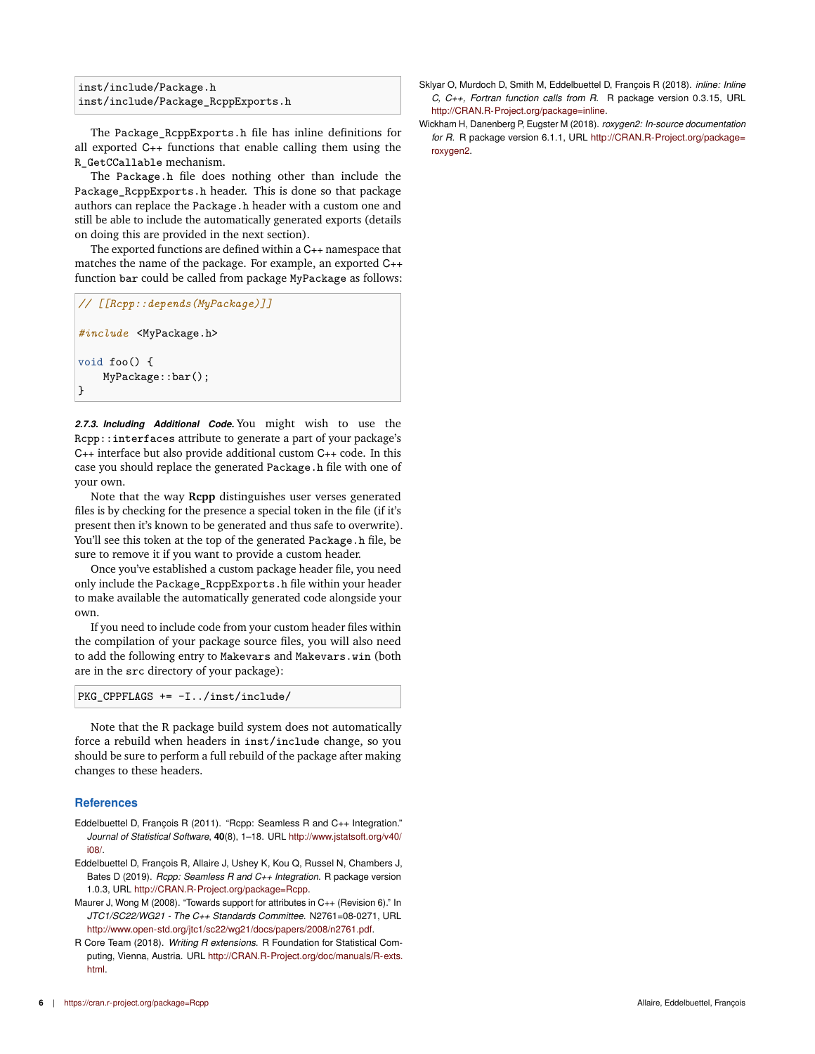```
inst/include/Package.h
inst/include/Package_RcppExports.h
```

The `Package_RcppExports.h` file has inline definitions for all exported C++ functions that enable calling them using the `R_GetCCallable` mechanism.

The `Package.h` file does nothing other than include the `Package_RcppExports.h` header. This is done so that package authors can replace the `Package.h` header with a custom one and still be able to include the automatically generated exports (details on doing this are provided in the next section).

The exported functions are defined within a C++ namespace that matches the name of the package. For example, an exported C++ function `bar` could be called from package `MyPackage` as follows:

```
// [[Rcpp::depends(MyPackage)]]

#include <MyPackage.h>

void foo() {
    MyPackage::bar();
}
```

***2.7.3. Including Additional Code.*** You might wish to use the `Rcpp::interfaces` attribute to generate a part of your package's C++ interface but also provide additional custom C++ code. In this case you should replace the generated `Package.h` file with one of your own.

Note that the way **Rcpp** distinguishes user verses generated files is by checking for the presence a special token in the file (if it's present then it's known to be generated and thus safe to overwrite). You'll see this token at the top of the generated `Package.h` file, be sure to remove it if you want to provide a custom header.

Once you've established a custom package header file, you need only include the `Package_RcppExports.h` file within your header to make available the automatically generated code alongside your own.

If you need to include code from your custom header files within the compilation of your package source files, you will also need to add the following entry to `Makevars` and `Makevars.win` (both are in the `src` directory of your package):

```
PKG_CPPFLAGS += -I../inst/include/
```

Note that the R package build system does not automatically force a rebuild when headers in `inst/include` change, so you should be sure to perform a full rebuild of the package after making changes to these headers.

## References

Eddelbuettel D, François R (2011). "Rcpp: Seamless R and C++ Integration." *Journal of Statistical Software*, **40**(8), 1–18. URL http://www.jstatsoft.org/v40/i08/.

Eddelbuettel D, François R, Allaire J, Ushey K, Kou Q, Russel N, Chambers J, Bates D (2019). *Rcpp: Seamless R and C++ Integration.* R package version 1.0.3, URL http://CRAN.R-Project.org/package=Rcpp.

Maurer J, Wong M (2008). "Towards support for attributes in C++ (Revision 6)." In *JTC1/SC22/WG21 - The C++ Standards Committee*. N2761=08-0271, URL http://www.open-std.org/jtc1/sc22/wg21/docs/papers/2008/n2761.pdf.

R Core Team (2018). *Writing R extensions.* R Foundation for Statistical Computing, Vienna, Austria. URL http://CRAN.R-Project.org/doc/manuals/R-exts.html.

Sklyar O, Murdoch D, Smith M, Eddelbuettel D, François R (2018). *inline: Inline C, C++, Fortran function calls from R.* R package version 0.3.15, URL http://CRAN.R-Project.org/package=inline.

Wickham H, Danenberg P, Eugster M (2018). *roxygen2: In-source documentation for R.* R package version 6.1.1, URL http://CRAN.R-Project.org/package=roxygen2.